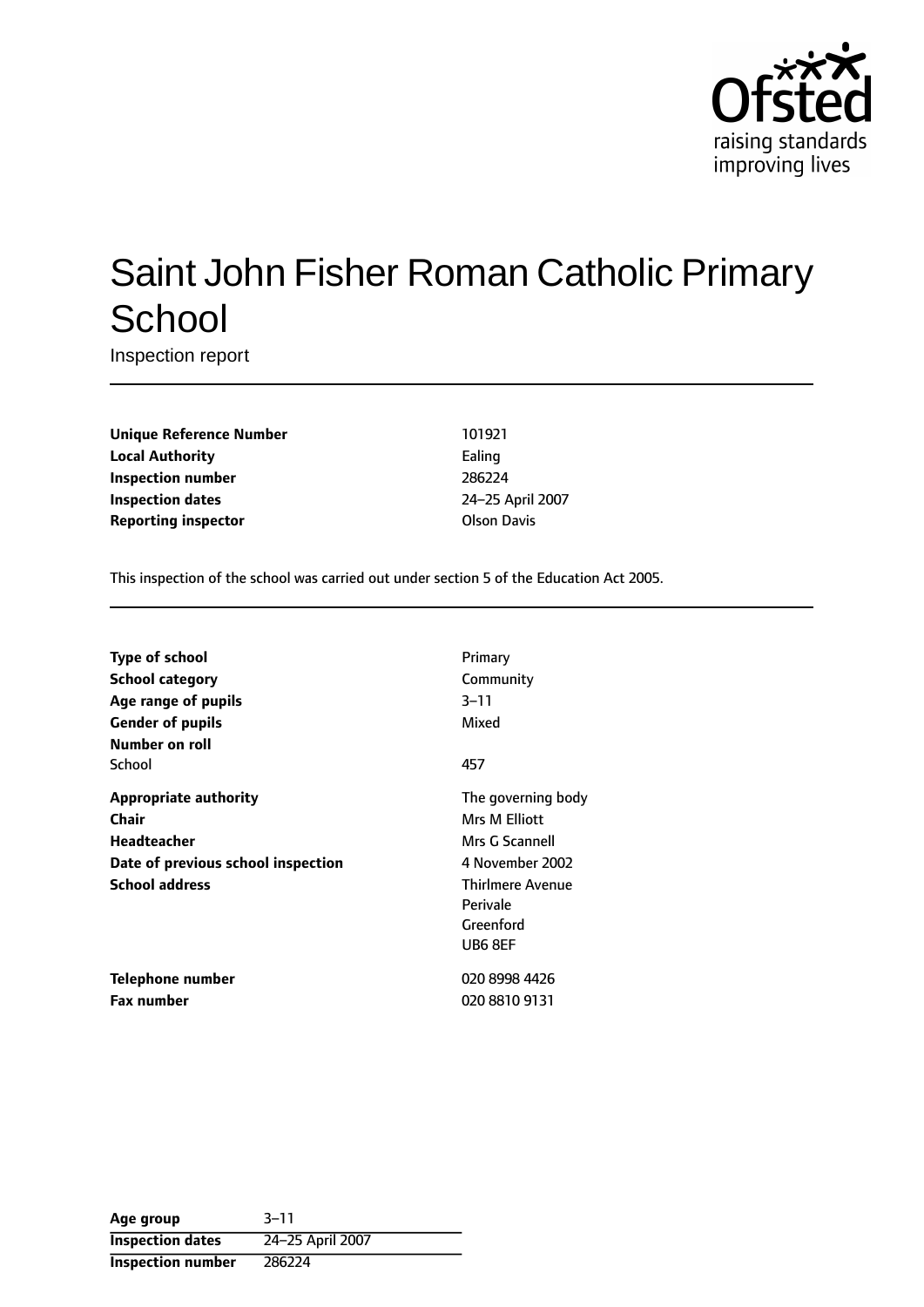Ofsted
raising standards
improving lives

# Saint John Fisher Roman Catholic Primary School

Inspection report

| | |
|---|---|
| **Unique Reference Number** | 101921 |
| **Local Authority** | Ealing |
| **Inspection number** | 286224 |
| **Inspection dates** | 24–25 April 2007 |
| **Reporting inspector** | Olson Davis |

This inspection of the school was carried out under section 5 of the Education Act 2005.

| | |
|---|---|
| **Type of school** | Primary |
| **School category** | Community |
| **Age range of pupils** | 3–11 |
| **Gender of pupils** | Mixed |
| **Number on roll** | |
| School | 457 |
| **Appropriate authority** | The governing body |
| **Chair** | Mrs M Elliott |
| **Headteacher** | Mrs G Scannell |
| **Date of previous school inspection** | 4 November 2002 |
| **School address** | Thirlmere Avenue<br>Perivale<br>Greenford<br>UB6 8EF |
| **Telephone number** | 020 8998 4426 |
| **Fax number** | 020 8810 9131 |

| | |
|---|---|
| **Age group** | 3–11 |
| **Inspection dates** | 24–25 April 2007 |
| **Inspection number** | 286224 |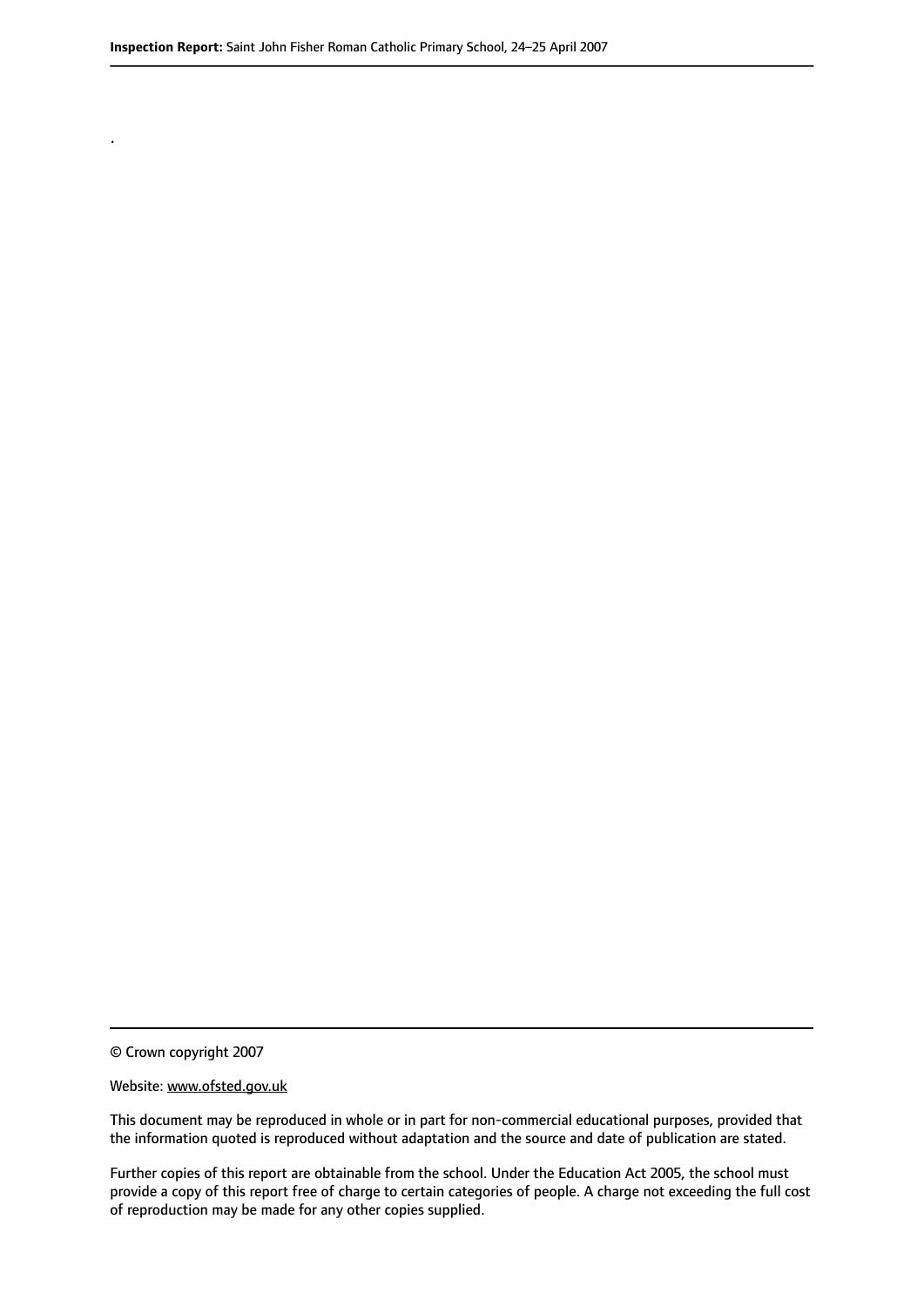.

© Crown copyright 2007

Website: www.ofsted.gov.uk

This document may be reproduced in whole or in part for non-commercial educational purposes, provided that the information quoted is reproduced without adaptation and the source and date of publication are stated.

Further copies of this report are obtainable from the school. Under the Education Act 2005, the school must provide a copy of this report free of charge to certain categories of people. A charge not exceeding the full cost of reproduction may be made for any other copies supplied.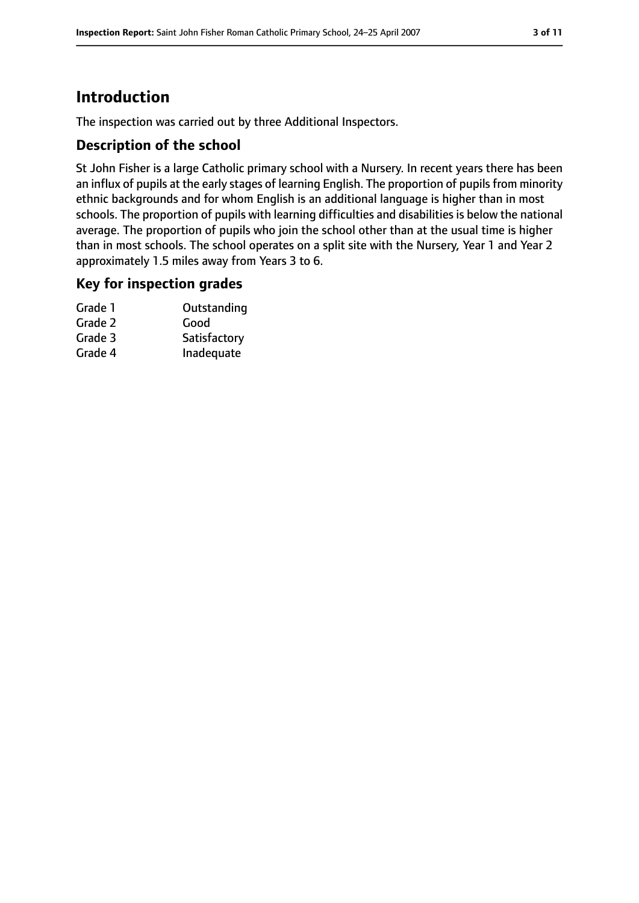# Introduction

The inspection was carried out by three Additional Inspectors.

## Description of the school

St John Fisher is a large Catholic primary school with a Nursery. In recent years there has been an influx of pupils at the early stages of learning English. The proportion of pupils from minority ethnic backgrounds and for whom English is an additional language is higher than in most schools. The proportion of pupils with learning difficulties and disabilities is below the national average. The proportion of pupils who join the school other than at the usual time is higher than in most schools. The school operates on a split site with the Nursery, Year 1 and Year 2 approximately 1.5 miles away from Years 3 to 6.

## Key for inspection grades

| | |
|---|---|
| Grade 1 | Outstanding |
| Grade 2 | Good |
| Grade 3 | Satisfactory |
| Grade 4 | Inadequate |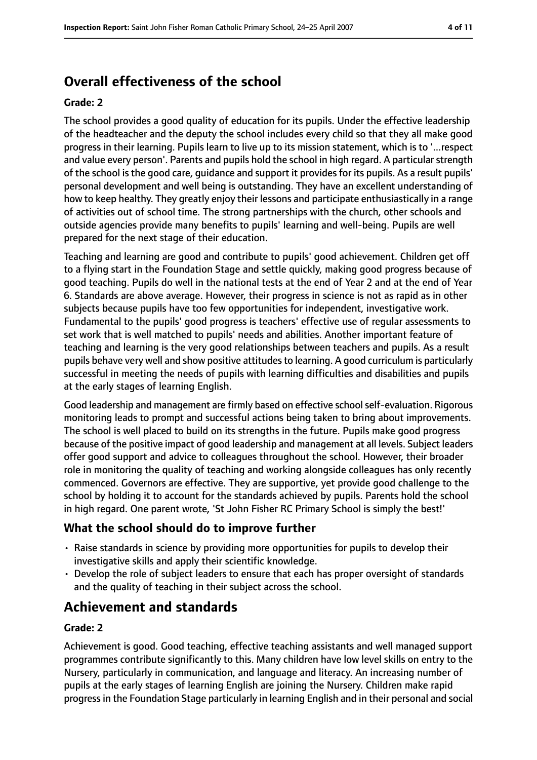## Overall effectiveness of the school

### Grade: 2

The school provides a good quality of education for its pupils. Under the effective leadership of the headteacher and the deputy the school includes every child so that they all make good progress in their learning. Pupils learn to live up to its mission statement, which is to '...respect and value every person'. Parents and pupils hold the school in high regard. A particular strength of the school is the good care, guidance and support it provides for its pupils. As a result pupils' personal development and well being is outstanding. They have an excellent understanding of how to keep healthy. They greatly enjoy their lessons and participate enthusiastically in a range of activities out of school time. The strong partnerships with the church, other schools and outside agencies provide many benefits to pupils' learning and well-being. Pupils are well prepared for the next stage of their education.

Teaching and learning are good and contribute to pupils' good achievement. Children get off to a flying start in the Foundation Stage and settle quickly, making good progress because of good teaching. Pupils do well in the national tests at the end of Year 2 and at the end of Year 6. Standards are above average. However, their progress in science is not as rapid as in other subjects because pupils have too few opportunities for independent, investigative work. Fundamental to the pupils' good progress is teachers' effective use of regular assessments to set work that is well matched to pupils' needs and abilities. Another important feature of teaching and learning is the very good relationships between teachers and pupils. As a result pupils behave very well and show positive attitudes to learning. A good curriculum is particularly successful in meeting the needs of pupils with learning difficulties and disabilities and pupils at the early stages of learning English.

Good leadership and management are firmly based on effective school self-evaluation. Rigorous monitoring leads to prompt and successful actions being taken to bring about improvements. The school is well placed to build on its strengths in the future. Pupils make good progress because of the positive impact of good leadership and management at all levels. Subject leaders offer good support and advice to colleagues throughout the school. However, their broader role in monitoring the quality of teaching and working alongside colleagues has only recently commenced. Governors are effective. They are supportive, yet provide good challenge to the school by holding it to account for the standards achieved by pupils. Parents hold the school in high regard. One parent wrote, 'St John Fisher RC Primary School is simply the best!'

### What the school should do to improve further

- Raise standards in science by providing more opportunities for pupils to develop their investigative skills and apply their scientific knowledge.
- Develop the role of subject leaders to ensure that each has proper oversight of standards and the quality of teaching in their subject across the school.

## Achievement and standards

### Grade: 2

Achievement is good. Good teaching, effective teaching assistants and well managed support programmes contribute significantly to this. Many children have low level skills on entry to the Nursery, particularly in communication, and language and literacy. An increasing number of pupils at the early stages of learning English are joining the Nursery. Children make rapid progress in the Foundation Stage particularly in learning English and in their personal and social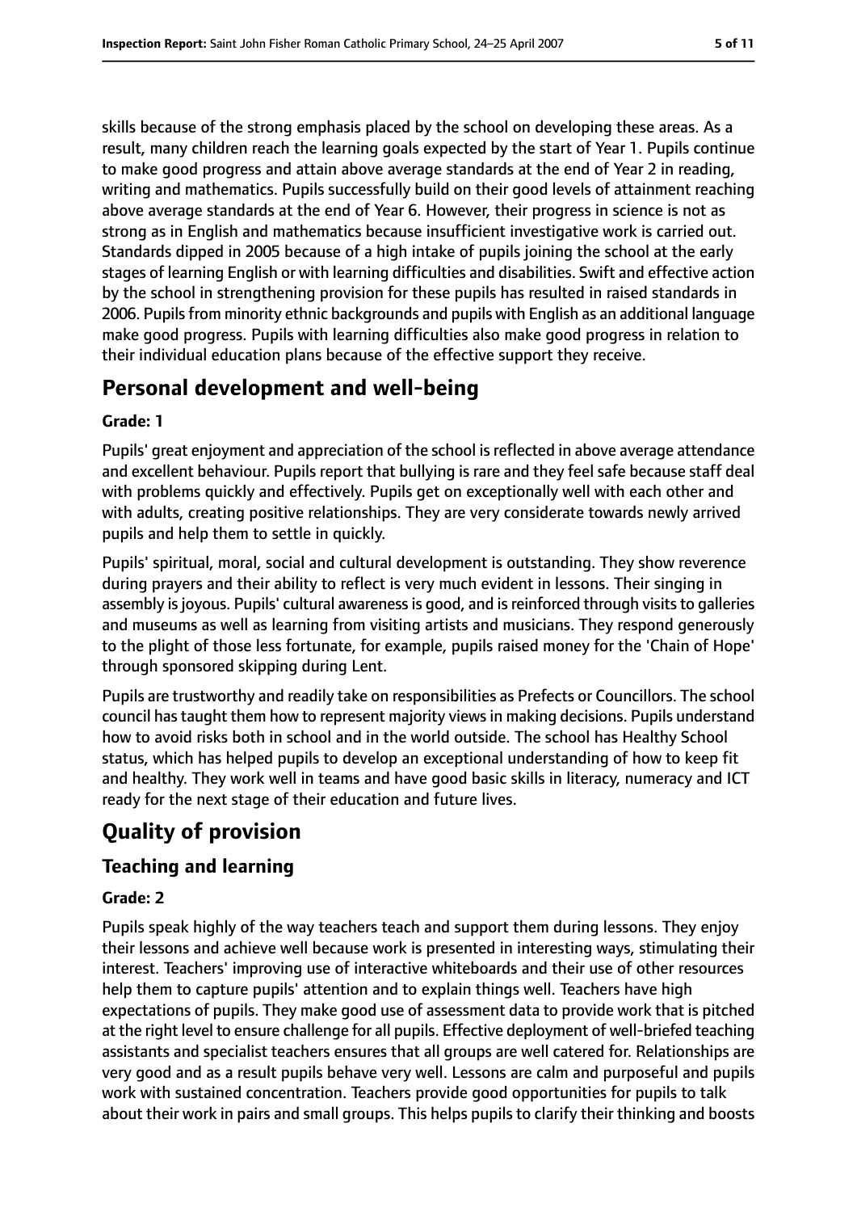skills because of the strong emphasis placed by the school on developing these areas. As a result, many children reach the learning goals expected by the start of Year 1. Pupils continue to make good progress and attain above average standards at the end of Year 2 in reading, writing and mathematics. Pupils successfully build on their good levels of attainment reaching above average standards at the end of Year 6. However, their progress in science is not as strong as in English and mathematics because insufficient investigative work is carried out. Standards dipped in 2005 because of a high intake of pupils joining the school at the early stages of learning English or with learning difficulties and disabilities. Swift and effective action by the school in strengthening provision for these pupils has resulted in raised standards in 2006. Pupils from minority ethnic backgrounds and pupils with English as an additional language make good progress. Pupils with learning difficulties also make good progress in relation to their individual education plans because of the effective support they receive.

## Personal development and well-being

**Grade: 1**

Pupils' great enjoyment and appreciation of the school is reflected in above average attendance and excellent behaviour. Pupils report that bullying is rare and they feel safe because staff deal with problems quickly and effectively. Pupils get on exceptionally well with each other and with adults, creating positive relationships. They are very considerate towards newly arrived pupils and help them to settle in quickly.

Pupils' spiritual, moral, social and cultural development is outstanding. They show reverence during prayers and their ability to reflect is very much evident in lessons. Their singing in assembly is joyous. Pupils' cultural awareness is good, and is reinforced through visits to galleries and museums as well as learning from visiting artists and musicians. They respond generously to the plight of those less fortunate, for example, pupils raised money for the 'Chain of Hope' through sponsored skipping during Lent.

Pupils are trustworthy and readily take on responsibilities as Prefects or Councillors. The school council has taught them how to represent majority views in making decisions. Pupils understand how to avoid risks both in school and in the world outside. The school has Healthy School status, which has helped pupils to develop an exceptional understanding of how to keep fit and healthy. They work well in teams and have good basic skills in literacy, numeracy and ICT ready for the next stage of their education and future lives.

# Quality of provision

## Teaching and learning

**Grade: 2**

Pupils speak highly of the way teachers teach and support them during lessons. They enjoy their lessons and achieve well because work is presented in interesting ways, stimulating their interest. Teachers' improving use of interactive whiteboards and their use of other resources help them to capture pupils' attention and to explain things well. Teachers have high expectations of pupils. They make good use of assessment data to provide work that is pitched at the right level to ensure challenge for all pupils. Effective deployment of well-briefed teaching assistants and specialist teachers ensures that all groups are well catered for. Relationships are very good and as a result pupils behave very well. Lessons are calm and purposeful and pupils work with sustained concentration. Teachers provide good opportunities for pupils to talk about their work in pairs and small groups. This helps pupils to clarify their thinking and boosts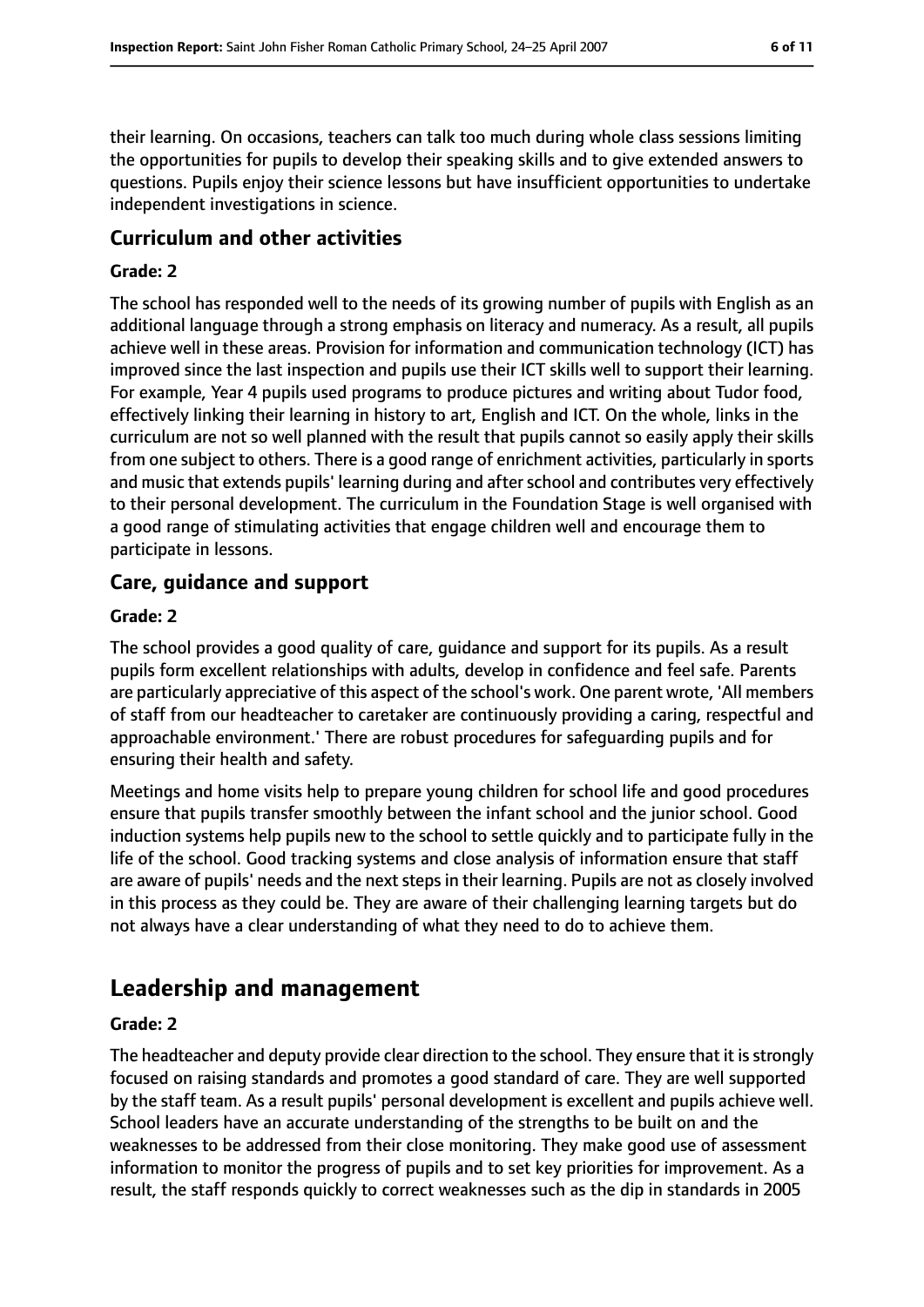their learning. On occasions, teachers can talk too much during whole class sessions limiting the opportunities for pupils to develop their speaking skills and to give extended answers to questions. Pupils enjoy their science lessons but have insufficient opportunities to undertake independent investigations in science.

### Curriculum and other activities

#### Grade: 2

The school has responded well to the needs of its growing number of pupils with English as an additional language through a strong emphasis on literacy and numeracy. As a result, all pupils achieve well in these areas. Provision for information and communication technology (ICT) has improved since the last inspection and pupils use their ICT skills well to support their learning. For example, Year 4 pupils used programs to produce pictures and writing about Tudor food, effectively linking their learning in history to art, English and ICT. On the whole, links in the curriculum are not so well planned with the result that pupils cannot so easily apply their skills from one subject to others. There is a good range of enrichment activities, particularly in sports and music that extends pupils' learning during and after school and contributes very effectively to their personal development. The curriculum in the Foundation Stage is well organised with a good range of stimulating activities that engage children well and encourage them to participate in lessons.

### Care, guidance and support

#### Grade: 2

The school provides a good quality of care, guidance and support for its pupils. As a result pupils form excellent relationships with adults, develop in confidence and feel safe. Parents are particularly appreciative of this aspect of the school's work. One parent wrote, 'All members of staff from our headteacher to caretaker are continuously providing a caring, respectful and approachable environment.' There are robust procedures for safeguarding pupils and for ensuring their health and safety.

Meetings and home visits help to prepare young children for school life and good procedures ensure that pupils transfer smoothly between the infant school and the junior school. Good induction systems help pupils new to the school to settle quickly and to participate fully in the life of the school. Good tracking systems and close analysis of information ensure that staff are aware of pupils' needs and the next steps in their learning. Pupils are not as closely involved in this process as they could be. They are aware of their challenging learning targets but do not always have a clear understanding of what they need to do to achieve them.

## Leadership and management

#### Grade: 2

The headteacher and deputy provide clear direction to the school. They ensure that it is strongly focused on raising standards and promotes a good standard of care. They are well supported by the staff team. As a result pupils' personal development is excellent and pupils achieve well. School leaders have an accurate understanding of the strengths to be built on and the weaknesses to be addressed from their close monitoring. They make good use of assessment information to monitor the progress of pupils and to set key priorities for improvement. As a result, the staff responds quickly to correct weaknesses such as the dip in standards in 2005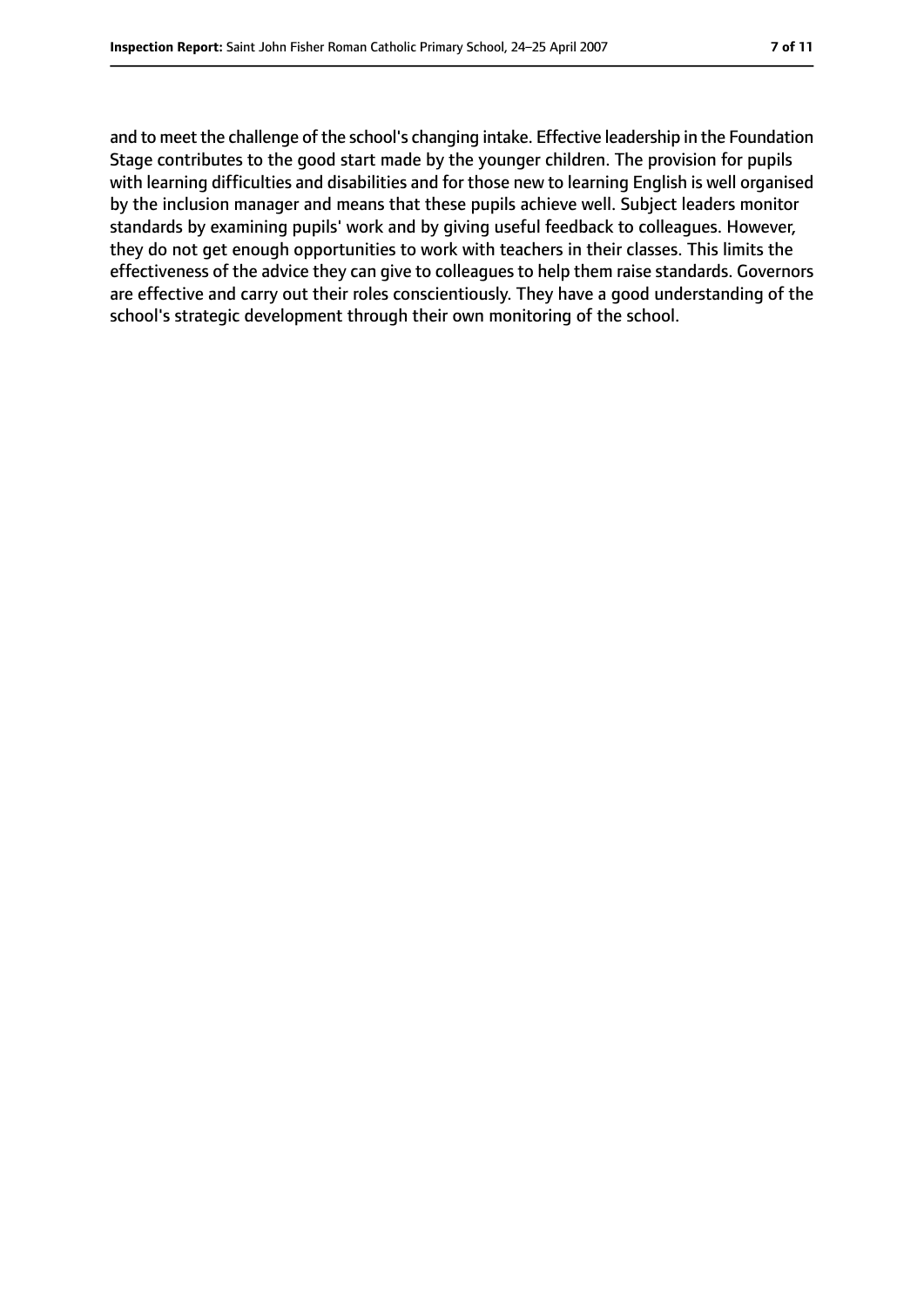and to meet the challenge of the school's changing intake. Effective leadership in the Foundation Stage contributes to the good start made by the younger children. The provision for pupils with learning difficulties and disabilities and for those new to learning English is well organised by the inclusion manager and means that these pupils achieve well. Subject leaders monitor standards by examining pupils' work and by giving useful feedback to colleagues. However, they do not get enough opportunities to work with teachers in their classes. This limits the effectiveness of the advice they can give to colleagues to help them raise standards. Governors are effective and carry out their roles conscientiously. They have a good understanding of the school's strategic development through their own monitoring of the school.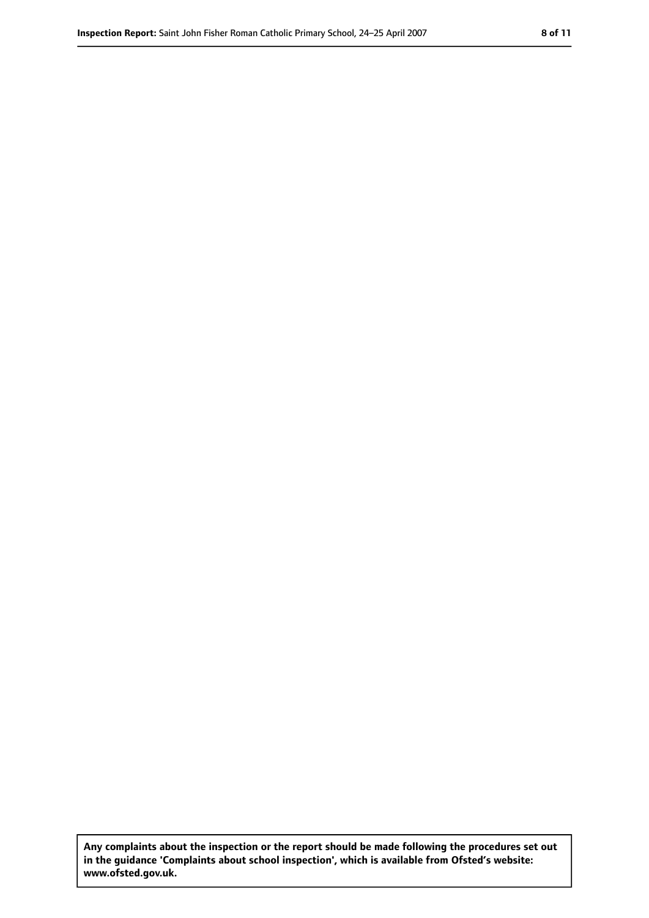**Any complaints about the inspection or the report should be made following the procedures set out in the guidance 'Complaints about school inspection', which is available from Ofsted's website: www.ofsted.gov.uk.**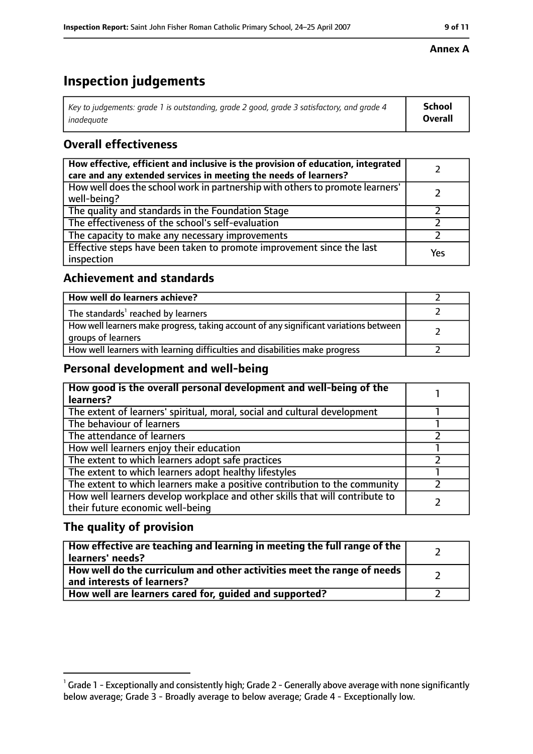**Annex A**

# Inspection judgements

| *Key to judgements: grade 1 is outstanding, grade 2 good, grade 3 satisfactory, and grade 4 inadequate* | **School Overall** |
|---|---|

## Overall effectiveness

| | |
|---|---|
| **How effective, efficient and inclusive is the provision of education, integrated care and any extended services in meeting the needs of learners?** | 2 |
| How well does the school work in partnership with others to promote learners' well-being? | 2 |
| The quality and standards in the Foundation Stage | 2 |
| The effectiveness of the school's self-evaluation | 2 |
| The capacity to make any necessary improvements | 2 |
| Effective steps have been taken to promote improvement since the last inspection | Yes |

## Achievement and standards

| | |
|---|---|
| **How well do learners achieve?** | 2 |
| The standards[1] reached by learners | 2 |
| How well learners make progress, taking account of any significant variations between groups of learners | 2 |
| How well learners with learning difficulties and disabilities make progress | 2 |

## Personal development and well-being

| | |
|---|---|
| **How good is the overall personal development and well-being of the learners?** | 1 |
| The extent of learners' spiritual, moral, social and cultural development | 1 |
| The behaviour of learners | 1 |
| The attendance of learners | 2 |
| How well learners enjoy their education | 1 |
| The extent to which learners adopt safe practices | 2 |
| The extent to which learners adopt healthy lifestyles | 1 |
| The extent to which learners make a positive contribution to the community | 2 |
| How well learners develop workplace and other skills that will contribute to their future economic well-being | 2 |

## The quality of provision

| | |
|---|---|
| **How effective are teaching and learning in meeting the full range of the learners' needs?** | 2 |
| **How well do the curriculum and other activities meet the range of needs and interests of learners?** | 2 |
| **How well are learners cared for, guided and supported?** | 2 |

[1] Grade 1 - Exceptionally and consistently high; Grade 2 - Generally above average with none significantly below average; Grade 3 - Broadly average to below average; Grade 4 - Exceptionally low.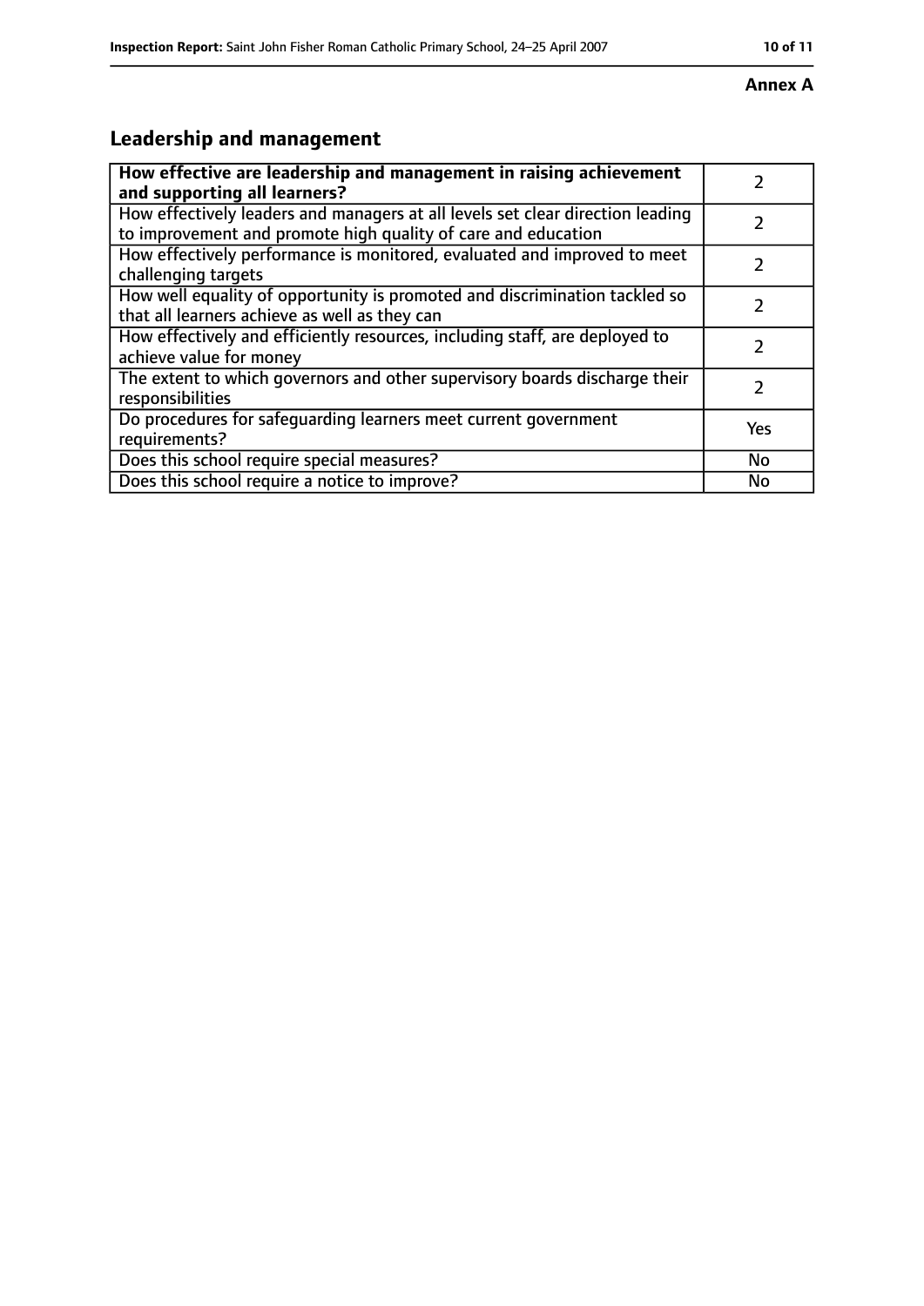**Annex A**

## Leadership and management

| **How effective are leadership and management in raising achievement and supporting all learners?** | 2 |
|---|---|
| How effectively leaders and managers at all levels set clear direction leading to improvement and promote high quality of care and education | 2 |
| How effectively performance is monitored, evaluated and improved to meet challenging targets | 2 |
| How well equality of opportunity is promoted and discrimination tackled so that all learners achieve as well as they can | 2 |
| How effectively and efficiently resources, including staff, are deployed to achieve value for money | 2 |
| The extent to which governors and other supervisory boards discharge their responsibilities | 2 |
| Do procedures for safeguarding learners meet current government requirements? | Yes |
| Does this school require special measures? | No |
| Does this school require a notice to improve? | No |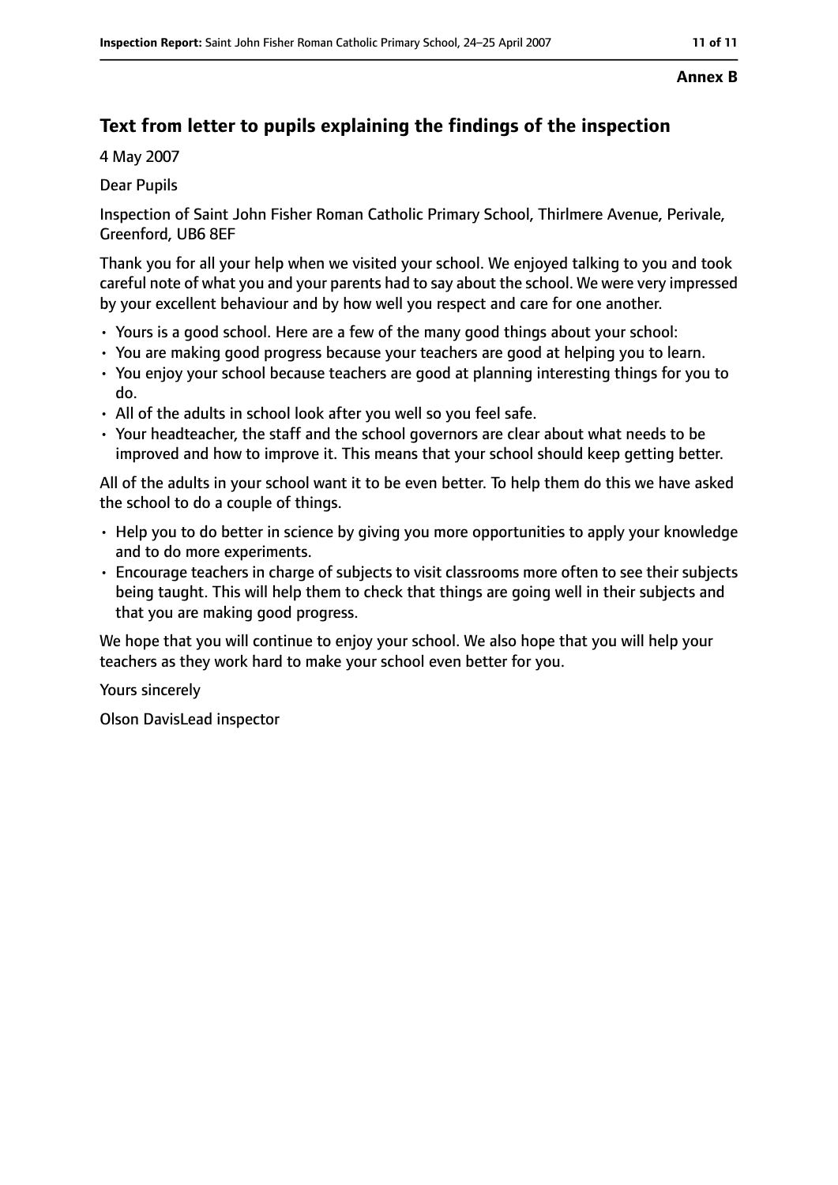**Annex B**

## Text from letter to pupils explaining the findings of the inspection

4 May 2007

Dear Pupils

Inspection of Saint John Fisher Roman Catholic Primary School, Thirlmere Avenue, Perivale, Greenford, UB6 8EF

Thank you for all your help when we visited your school. We enjoyed talking to you and took careful note of what you and your parents had to say about the school. We were very impressed by your excellent behaviour and by how well you respect and care for one another.

- Yours is a good school. Here are a few of the many good things about your school:
- You are making good progress because your teachers are good at helping you to learn.
- You enjoy your school because teachers are good at planning interesting things for you to do.
- All of the adults in school look after you well so you feel safe.
- Your headteacher, the staff and the school governors are clear about what needs to be improved and how to improve it. This means that your school should keep getting better.

All of the adults in your school want it to be even better. To help them do this we have asked the school to do a couple of things.

- Help you to do better in science by giving you more opportunities to apply your knowledge and to do more experiments.
- Encourage teachers in charge of subjects to visit classrooms more often to see their subjects being taught. This will help them to check that things are going well in their subjects and that you are making good progress.

We hope that you will continue to enjoy your school. We also hope that you will help your teachers as they work hard to make your school even better for you.

Yours sincerely

Olson DavisLead inspector